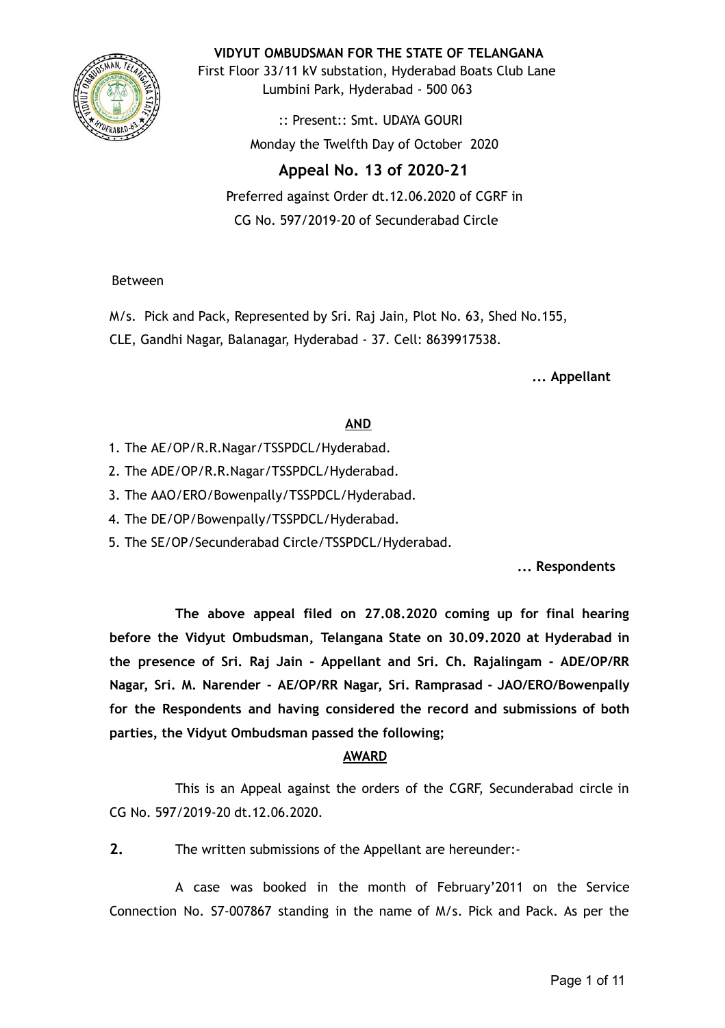**VIDYUT OMBUDSMAN FOR THE STATE OF TELANGANA**

First Floor 33/11 kV substation, Hyderabad Boats Club Lane
Lumbini Park, Hyderabad - 500 063

:: Present:: Smt. UDAYA GOURI

Monday the Twelfth Day of October 2020

## Appeal No. 13 of 2020-21

Preferred against Order dt.12.06.2020 of CGRF in
CG No. 597/2019-20 of Secunderabad Circle

Between

M/s. Pick and Pack, Represented by Sri. Raj Jain, Plot No. 63, Shed No.155, CLE, Gandhi Nagar, Balanagar, Hyderabad - 37. Cell: 8639917538.

**... Appellant**

**AND**

1. The AE/OP/R.R.Nagar/TSSPDCL/Hyderabad.
2. The ADE/OP/R.R.Nagar/TSSPDCL/Hyderabad.
3. The AAO/ERO/Bowenpally/TSSPDCL/Hyderabad.
4. The DE/OP/Bowenpally/TSSPDCL/Hyderabad.
5. The SE/OP/Secunderabad Circle/TSSPDCL/Hyderabad.

**... Respondents**

**The above appeal filed on 27.08.2020 coming up for final hearing before the Vidyut Ombudsman, Telangana State on 30.09.2020 at Hyderabad in the presence of Sri. Raj Jain - Appellant and Sri. Ch. Rajalingam - ADE/OP/RR Nagar, Sri. M. Narender - AE/OP/RR Nagar, Sri. Ramprasad - JAO/ERO/Bowenpally for the Respondents and having considered the record and submissions of both parties, the Vidyut Ombudsman passed the following;**

**AWARD**

This is an Appeal against the orders of the CGRF, Secunderabad circle in CG No. 597/2019-20 dt.12.06.2020.

**2.** The written submissions of the Appellant are hereunder:-

A case was booked in the month of February'2011 on the Service Connection No. S7-007867 standing in the name of M/s. Pick and Pack. As per the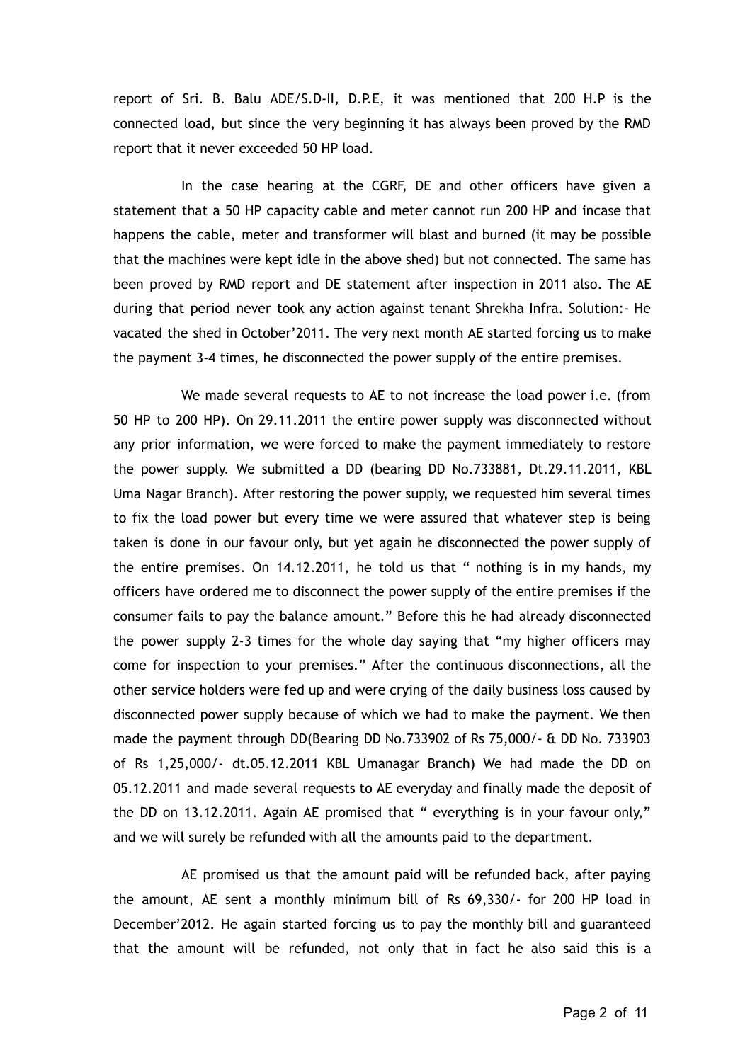report of Sri. B. Balu ADE/S.D-II, D.P.E, it was mentioned that 200 H.P is the connected load, but since the very beginning it has always been proved by the RMD report that it never exceeded 50 HP load.

In the case hearing at the CGRF, DE and other officers have given a statement that a 50 HP capacity cable and meter cannot run 200 HP and incase that happens the cable, meter and transformer will blast and burned (it may be possible that the machines were kept idle in the above shed) but not connected. The same has been proved by RMD report and DE statement after inspection in 2011 also. The AE during that period never took any action against tenant Shrekha Infra. Solution:- He vacated the shed in October'2011. The very next month AE started forcing us to make the payment 3-4 times, he disconnected the power supply of the entire premises.

We made several requests to AE to not increase the load power i.e. (from 50 HP to 200 HP). On 29.11.2011 the entire power supply was disconnected without any prior information, we were forced to make the payment immediately to restore the power supply. We submitted a DD (bearing DD No.733881, Dt.29.11.2011, KBL Uma Nagar Branch). After restoring the power supply, we requested him several times to fix the load power but every time we were assured that whatever step is being taken is done in our favour only, but yet again he disconnected the power supply of the entire premises. On 14.12.2011, he told us that " nothing is in my hands, my officers have ordered me to disconnect the power supply of the entire premises if the consumer fails to pay the balance amount." Before this he had already disconnected the power supply 2-3 times for the whole day saying that "my higher officers may come for inspection to your premises." After the continuous disconnections, all the other service holders were fed up and were crying of the daily business loss caused by disconnected power supply because of which we had to make the payment. We then made the payment through DD(Bearing DD No.733902 of Rs 75,000/- & DD No. 733903 of Rs 1,25,000/- dt.05.12.2011 KBL Umanagar Branch) We had made the DD on 05.12.2011 and made several requests to AE everyday and finally made the deposit of the DD on 13.12.2011. Again AE promised that " everything is in your favour only," and we will surely be refunded with all the amounts paid to the department.

AE promised us that the amount paid will be refunded back, after paying the amount, AE sent a monthly minimum bill of Rs 69,330/- for 200 HP load in December'2012. He again started forcing us to pay the monthly bill and guaranteed that the amount will be refunded, not only that in fact he also said this is a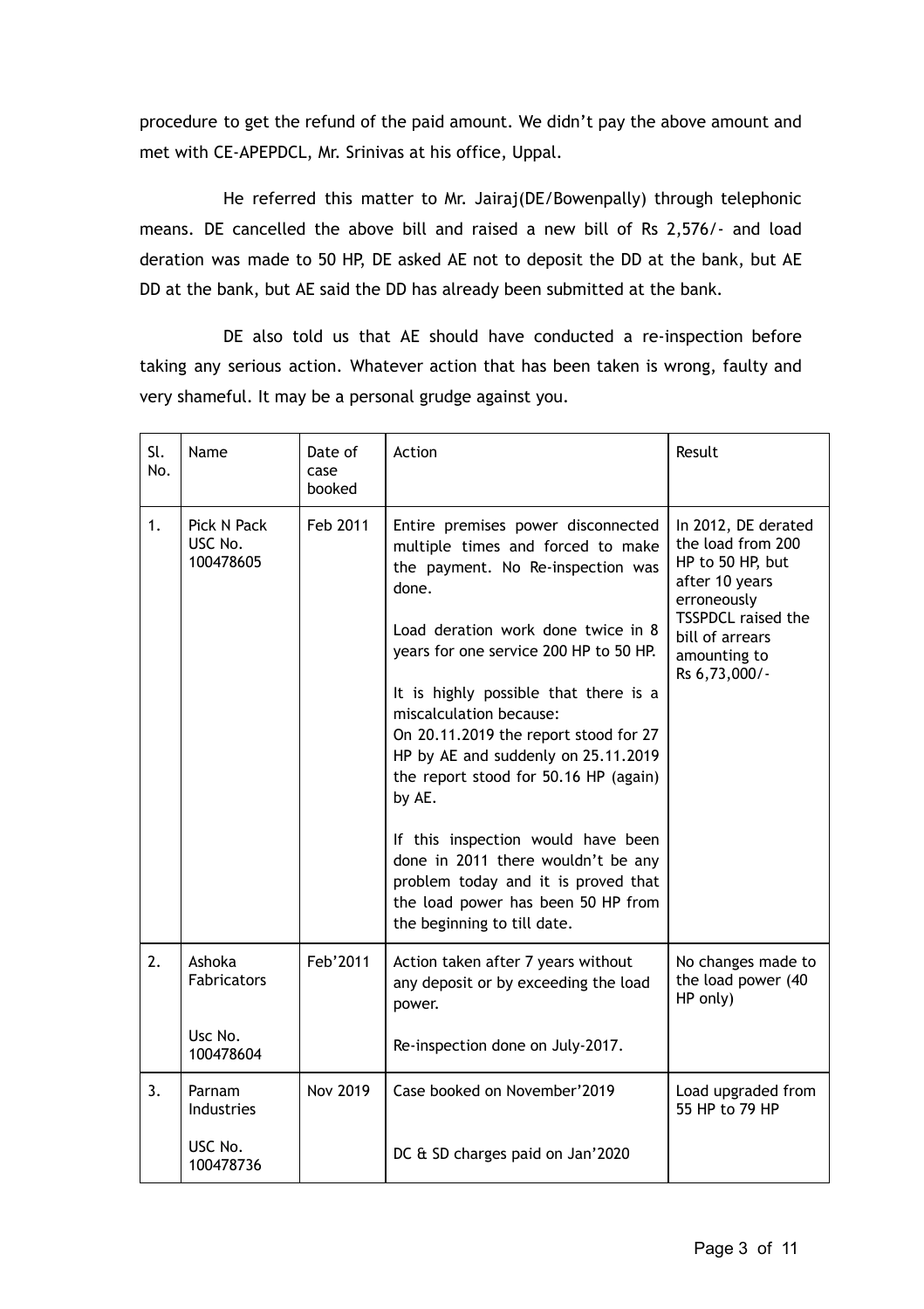procedure to get the refund of the paid amount. We didn't pay the above amount and met with CE-APEPDCL, Mr. Srinivas at his office, Uppal.

He referred this matter to Mr. Jairaj(DE/Bowenpally) through telephonic means. DE cancelled the above bill and raised a new bill of Rs 2,576/- and load deration was made to 50 HP, DE asked AE not to deposit the DD at the bank, but AE DD at the bank, but AE said the DD has already been submitted at the bank.

DE also told us that AE should have conducted a re-inspection before taking any serious action. Whatever action that has been taken is wrong, faulty and very shameful. It may be a personal grudge against you.

| Sl. No. | Name | Date of case booked | Action | Result |
|---|---|---|---|---|
| 1. | Pick N Pack USC No. 100478605 | Feb 2011 | Entire premises power disconnected multiple times and forced to make the payment. No Re-inspection was done.<br><br>Load deration work done twice in 8 years for one service 200 HP to 50 HP.<br><br>It is highly possible that there is a miscalculation because:<br>On 20.11.2019 the report stood for 27 HP by AE and suddenly on 25.11.2019 the report stood for 50.16 HP (again) by AE.<br><br>If this inspection would have been done in 2011 there wouldn't be any problem today and it is proved that the load power has been 50 HP from the beginning to till date. | In 2012, DE derated the load from 200 HP to 50 HP, but after 10 years erroneously TSSPDCL raised the bill of arrears amounting to Rs 6,73,000/- |
| 2. | Ashoka Fabricators<br><br>Usc No. 100478604 | Feb'2011 | Action taken after 7 years without any deposit or by exceeding the load power.<br><br>Re-inspection done on July-2017. | No changes made to the load power (40 HP only) |
| 3. | Parnam Industries<br><br>USC No. 100478736 | Nov 2019 | Case booked on November'2019<br><br>DC & SD charges paid on Jan'2020 | Load upgraded from 55 HP to 79 HP |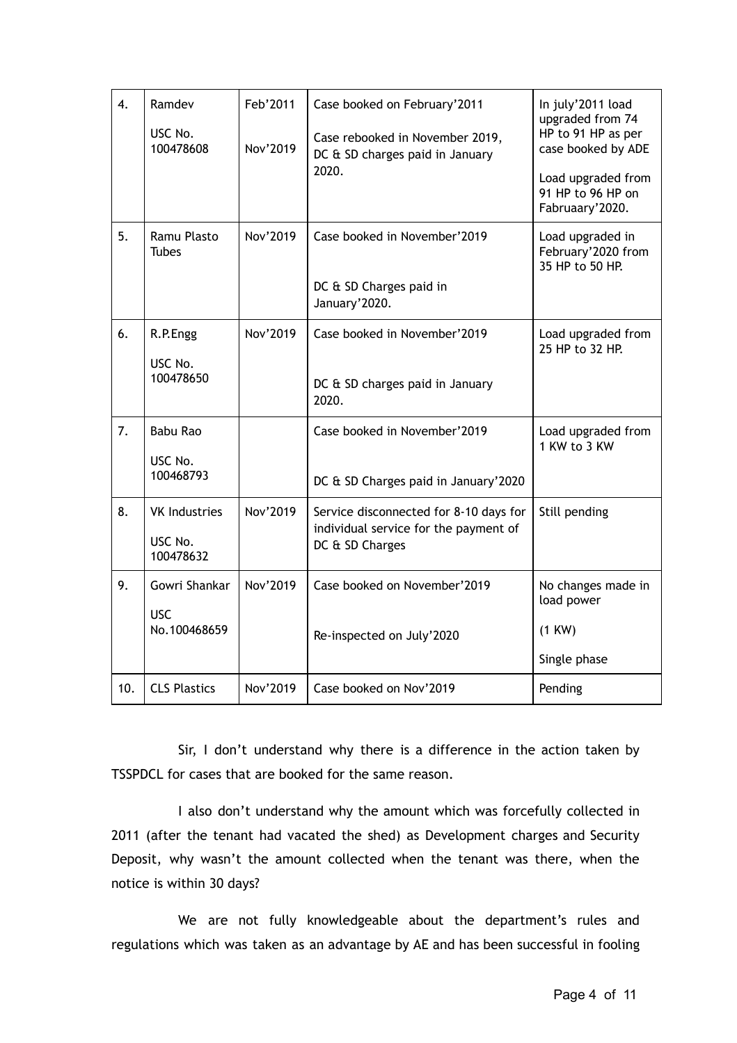| 4. | Ramdev<br>USC No. 100478608 | Feb'2011<br>Nov'2019 | Case booked on February'2011<br>Case rebooked in November 2019, DC & SD charges paid in January 2020. | In july'2011 load upgraded from 74 HP to 91 HP as per case booked by ADE<br>Load upgraded from 91 HP to 96 HP on Fabruaary'2020. |
|---|---|---|---|---|
| 5. | Ramu Plasto Tubes | Nov'2019 | Case booked in November'2019<br>DC & SD Charges paid in January'2020. | Load upgraded in February'2020 from 35 HP to 50 HP. |
| 6. | R.P.Engg<br>USC No. 100478650 | Nov'2019 | Case booked in November'2019<br>DC & SD charges paid in January 2020. | Load upgraded from 25 HP to 32 HP. |
| 7. | Babu Rao<br>USC No. 100468793 | | Case booked in November'2019<br>DC & SD Charges paid in January'2020 | Load upgraded from 1 KW to 3 KW |
| 8. | VK Industries<br>USC No. 100478632 | Nov'2019 | Service disconnected for 8-10 days for individual service for the payment of DC & SD Charges | Still pending |
| 9. | Gowri Shankar<br>USC No.100468659 | Nov'2019 | Case booked on November'2019<br>Re-inspected on July'2020 | No changes made in load power<br>(1 KW)<br>Single phase |
| 10. | CLS Plastics | Nov'2019 | Case booked on Nov'2019 | Pending |

Sir, I don't understand why there is a difference in the action taken by TSSPDCL for cases that are booked for the same reason.

I also don't understand why the amount which was forcefully collected in 2011 (after the tenant had vacated the shed) as Development charges and Security Deposit, why wasn't the amount collected when the tenant was there, when the notice is within 30 days?

We are not fully knowledgeable about the department's rules and regulations which was taken as an advantage by AE and has been successful in fooling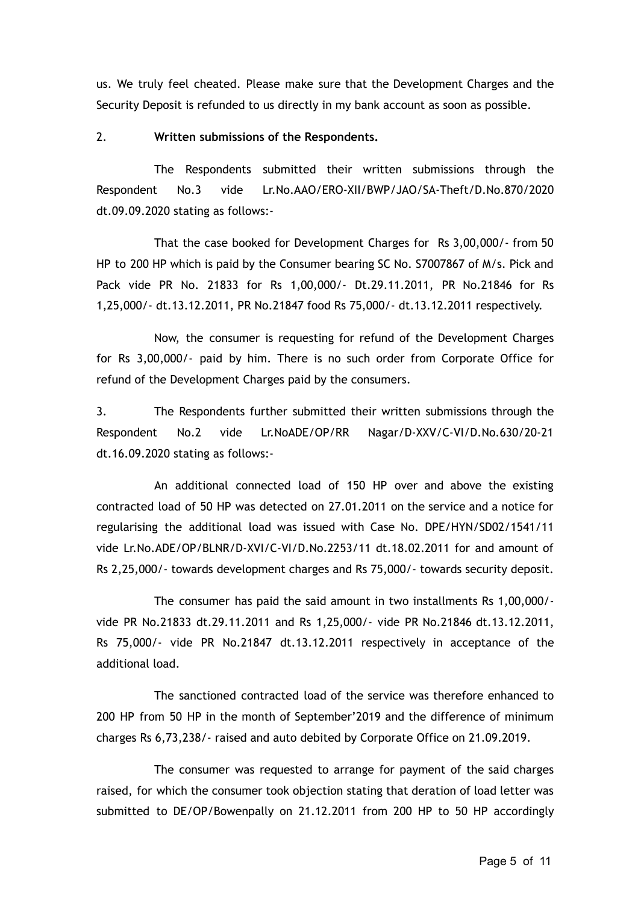us. We truly feel cheated. Please make sure that the Development Charges and the Security Deposit is refunded to us directly in my bank account as soon as possible.

2. **Written submissions of the Respondents.**

The Respondents submitted their written submissions through the Respondent No.3 vide Lr.No.AAO/ERO-XII/BWP/JAO/SA-Theft/D.No.870/2020 dt.09.09.2020 stating as follows:-

That the case booked for Development Charges for Rs 3,00,000/- from 50 HP to 200 HP which is paid by the Consumer bearing SC No. S7007867 of M/s. Pick and Pack vide PR No. 21833 for Rs 1,00,000/- Dt.29.11.2011, PR No.21846 for Rs 1,25,000/- dt.13.12.2011, PR No.21847 food Rs 75,000/- dt.13.12.2011 respectively.

Now, the consumer is requesting for refund of the Development Charges for Rs 3,00,000/- paid by him. There is no such order from Corporate Office for refund of the Development Charges paid by the consumers.

3. The Respondents further submitted their written submissions through the Respondent No.2 vide Lr.NoADE/OP/RR Nagar/D-XXV/C-VI/D.No.630/20-21 dt.16.09.2020 stating as follows:-

An additional connected load of 150 HP over and above the existing contracted load of 50 HP was detected on 27.01.2011 on the service and a notice for regularising the additional load was issued with Case No. DPE/HYN/SD02/1541/11 vide Lr.No.ADE/OP/BLNR/D-XVI/C-VI/D.No.2253/11 dt.18.02.2011 for and amount of Rs 2,25,000/- towards development charges and Rs 75,000/- towards security deposit.

The consumer has paid the said amount in two installments Rs 1,00,000/- vide PR No.21833 dt.29.11.2011 and Rs 1,25,000/- vide PR No.21846 dt.13.12.2011, Rs 75,000/- vide PR No.21847 dt.13.12.2011 respectively in acceptance of the additional load.

The sanctioned contracted load of the service was therefore enhanced to 200 HP from 50 HP in the month of September'2019 and the difference of minimum charges Rs 6,73,238/- raised and auto debited by Corporate Office on 21.09.2019.

The consumer was requested to arrange for payment of the said charges raised, for which the consumer took objection stating that deration of load letter was submitted to DE/OP/Bowenpally on 21.12.2011 from 200 HP to 50 HP accordingly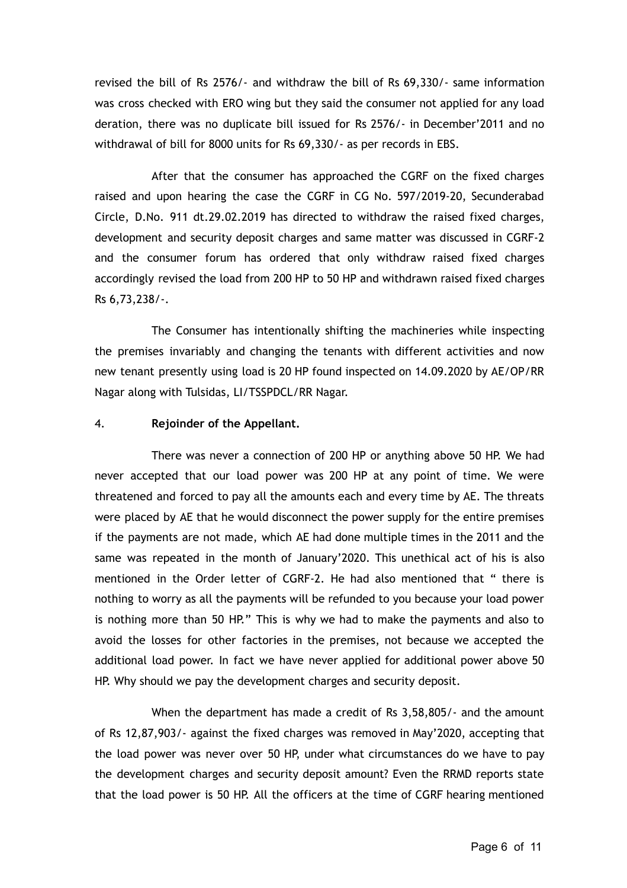revised the bill of Rs 2576/- and withdraw the bill of Rs 69,330/- same information was cross checked with ERO wing but they said the consumer not applied for any load deration, there was no duplicate bill issued for Rs 2576/- in December'2011 and no withdrawal of bill for 8000 units for Rs 69,330/- as per records in EBS.

After that the consumer has approached the CGRF on the fixed charges raised and upon hearing the case the CGRF in CG No. 597/2019-20, Secunderabad Circle, D.No. 911 dt.29.02.2019 has directed to withdraw the raised fixed charges, development and security deposit charges and same matter was discussed in CGRF-2 and the consumer forum has ordered that only withdraw raised fixed charges accordingly revised the load from 200 HP to 50 HP and withdrawn raised fixed charges Rs 6,73,238/-.

The Consumer has intentionally shifting the machineries while inspecting the premises invariably and changing the tenants with different activities and now new tenant presently using load is 20 HP found inspected on 14.09.2020 by AE/OP/RR Nagar along with Tulsidas, LI/TSSPDCL/RR Nagar.

4. **Rejoinder of the Appellant.**

There was never a connection of 200 HP or anything above 50 HP. We had never accepted that our load power was 200 HP at any point of time. We were threatened and forced to pay all the amounts each and every time by AE. The threats were placed by AE that he would disconnect the power supply for the entire premises if the payments are not made, which AE had done multiple times in the 2011 and the same was repeated in the month of January'2020. This unethical act of his is also mentioned in the Order letter of CGRF-2. He had also mentioned that " there is nothing to worry as all the payments will be refunded to you because your load power is nothing more than 50 HP." This is why we had to make the payments and also to avoid the losses for other factories in the premises, not because we accepted the additional load power. In fact we have never applied for additional power above 50 HP. Why should we pay the development charges and security deposit.

When the department has made a credit of Rs 3,58,805/- and the amount of Rs 12,87,903/- against the fixed charges was removed in May'2020, accepting that the load power was never over 50 HP, under what circumstances do we have to pay the development charges and security deposit amount? Even the RRMD reports state that the load power is 50 HP. All the officers at the time of CGRF hearing mentioned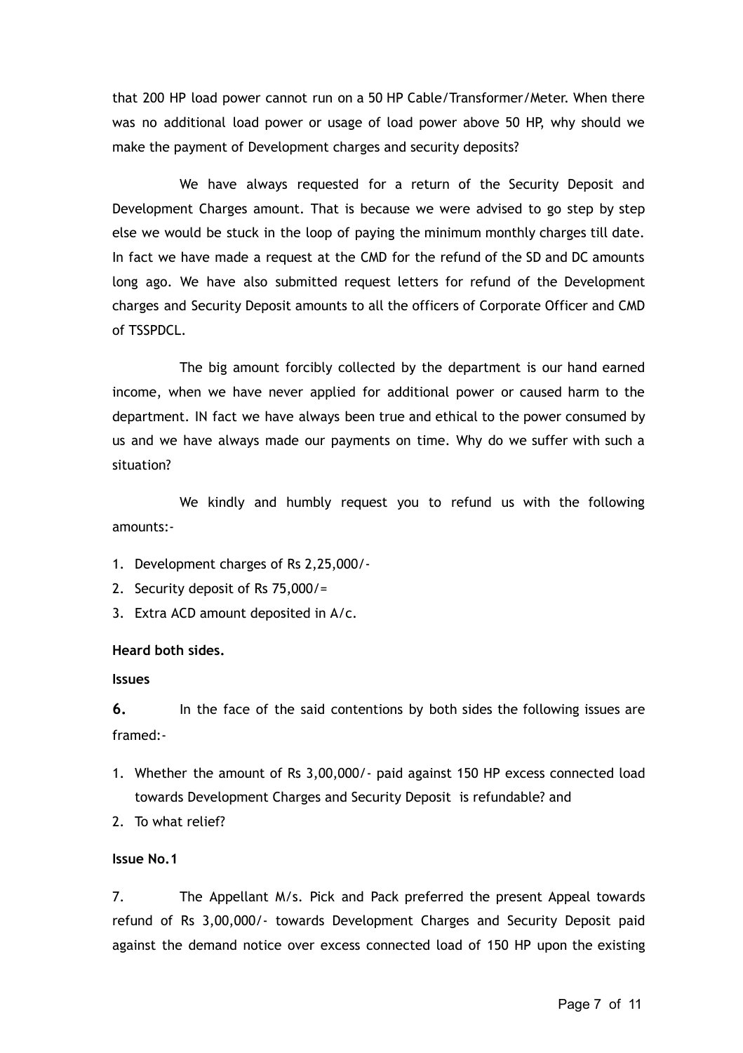that 200 HP load power cannot run on a 50 HP Cable/Transformer/Meter. When there was no additional load power or usage of load power above 50 HP, why should we make the payment of Development charges and security deposits?

We have always requested for a return of the Security Deposit and Development Charges amount. That is because we were advised to go step by step else we would be stuck in the loop of paying the minimum monthly charges till date. In fact we have made a request at the CMD for the refund of the SD and DC amounts long ago. We have also submitted request letters for refund of the Development charges and Security Deposit amounts to all the officers of Corporate Officer and CMD of TSSPDCL.

The big amount forcibly collected by the department is our hand earned income, when we have never applied for additional power or caused harm to the department. IN fact we have always been true and ethical to the power consumed by us and we have always made our payments on time. Why do we suffer with such a situation?

We kindly and humbly request you to refund us with the following amounts:-

1. Development charges of Rs 2,25,000/-
2. Security deposit of Rs 75,000/=
3. Extra ACD amount deposited in A/c.

**Heard both sides.**

**Issues**

**6.** In the face of the said contentions by both sides the following issues are framed:-

1. Whether the amount of Rs 3,00,000/- paid against 150 HP excess connected load towards Development Charges and Security Deposit is refundable? and
2. To what relief?

**Issue No.1**

7. The Appellant M/s. Pick and Pack preferred the present Appeal towards refund of Rs 3,00,000/- towards Development Charges and Security Deposit paid against the demand notice over excess connected load of 150 HP upon the existing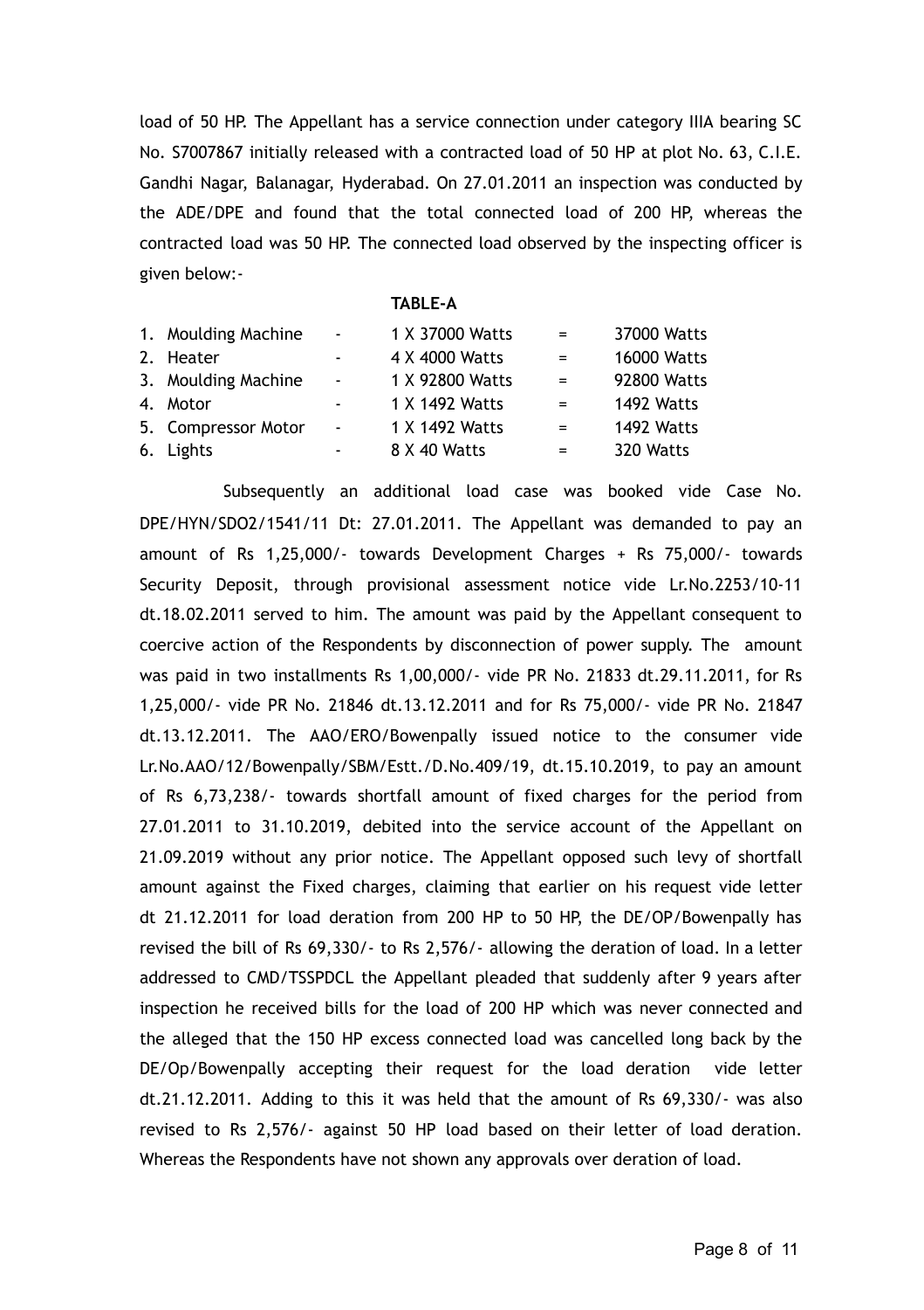load of 50 HP. The Appellant has a service connection under category IIIA bearing SC No. S7007867 initially released with a contracted load of 50 HP at plot No. 63, C.I.E. Gandhi Nagar, Balanagar, Hyderabad. On 27.01.2011 an inspection was conducted by the ADE/DPE and found that the total connected load of 200 HP, whereas the contracted load was 50 HP. The connected load observed by the inspecting officer is given below:-

**TABLE-A**

| | | | | |
|---|---|---|---|---|
| 1. Moulding Machine | - | 1 X 37000 Watts | = | 37000 Watts |
| 2. Heater | - | 4 X 4000 Watts | = | 16000 Watts |
| 3. Moulding Machine | - | 1 X 92800 Watts | = | 92800 Watts |
| 4. Motor | - | 1 X 1492 Watts | = | 1492 Watts |
| 5. Compressor Motor | - | 1 X 1492 Watts | = | 1492 Watts |
| 6. Lights | - | 8 X 40 Watts | = | 320 Watts |

Subsequently an additional load case was booked vide Case No. DPE/HYN/SDO2/1541/11 Dt: 27.01.2011. The Appellant was demanded to pay an amount of Rs 1,25,000/- towards Development Charges + Rs 75,000/- towards Security Deposit, through provisional assessment notice vide Lr.No.2253/10-11 dt.18.02.2011 served to him. The amount was paid by the Appellant consequent to coercive action of the Respondents by disconnection of power supply. The amount was paid in two installments Rs 1,00,000/- vide PR No. 21833 dt.29.11.2011, for Rs 1,25,000/- vide PR No. 21846 dt.13.12.2011 and for Rs 75,000/- vide PR No. 21847 dt.13.12.2011. The AAO/ERO/Bowenpally issued notice to the consumer vide Lr.No.AAO/12/Bowenpally/SBM/Estt./D.No.409/19, dt.15.10.2019, to pay an amount of Rs 6,73,238/- towards shortfall amount of fixed charges for the period from 27.01.2011 to 31.10.2019, debited into the service account of the Appellant on 21.09.2019 without any prior notice. The Appellant opposed such levy of shortfall amount against the Fixed charges, claiming that earlier on his request vide letter dt 21.12.2011 for load deration from 200 HP to 50 HP, the DE/OP/Bowenpally has revised the bill of Rs 69,330/- to Rs 2,576/- allowing the deration of load. In a letter addressed to CMD/TSSPDCL the Appellant pleaded that suddenly after 9 years after inspection he received bills for the load of 200 HP which was never connected and the alleged that the 150 HP excess connected load was cancelled long back by the DE/Op/Bowenpally accepting their request for the load deration vide letter dt.21.12.2011. Adding to this it was held that the amount of Rs 69,330/- was also revised to Rs 2,576/- against 50 HP load based on their letter of load deration. Whereas the Respondents have not shown any approvals over deration of load.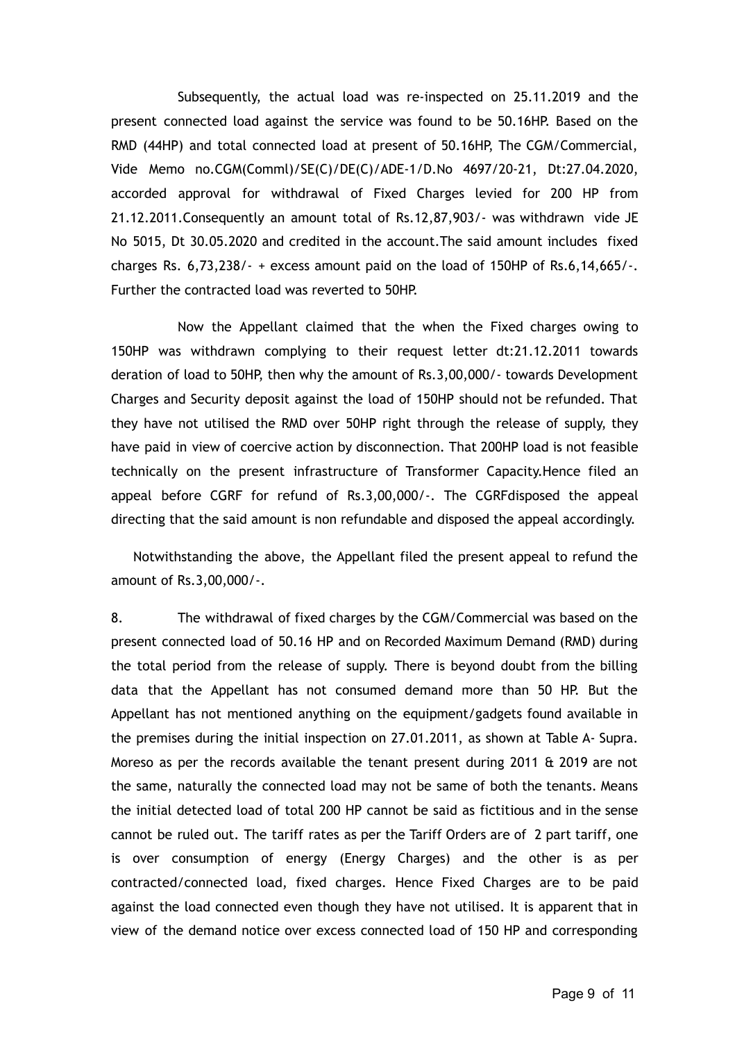Subsequently, the actual load was re-inspected on 25.11.2019 and the present connected load against the service was found to be 50.16HP. Based on the RMD (44HP) and total connected load at present of 50.16HP, The CGM/Commercial, Vide Memo no.CGM(Comml)/SE(C)/DE(C)/ADE-1/D.No 4697/20-21, Dt:27.04.2020, accorded approval for withdrawal of Fixed Charges levied for 200 HP from 21.12.2011.Consequently an amount total of Rs.12,87,903/- was withdrawn vide JE No 5015, Dt 30.05.2020 and credited in the account.The said amount includes fixed charges Rs. 6,73,238/- + excess amount paid on the load of 150HP of Rs.6,14,665/-. Further the contracted load was reverted to 50HP.

Now the Appellant claimed that the when the Fixed charges owing to 150HP was withdrawn complying to their request letter dt:21.12.2011 towards deration of load to 50HP, then why the amount of Rs.3,00,000/- towards Development Charges and Security deposit against the load of 150HP should not be refunded. That they have not utilised the RMD over 50HP right through the release of supply, they have paid in view of coercive action by disconnection. That 200HP load is not feasible technically on the present infrastructure of Transformer Capacity.Hence filed an appeal before CGRF for refund of Rs.3,00,000/-. The CGRFdisposed the appeal directing that the said amount is non refundable and disposed the appeal accordingly.

Notwithstanding the above, the Appellant filed the present appeal to refund the amount of Rs.3,00,000/-.

8. The withdrawal of fixed charges by the CGM/Commercial was based on the present connected load of 50.16 HP and on Recorded Maximum Demand (RMD) during the total period from the release of supply. There is beyond doubt from the billing data that the Appellant has not consumed demand more than 50 HP. But the Appellant has not mentioned anything on the equipment/gadgets found available in the premises during the initial inspection on 27.01.2011, as shown at Table A- Supra. Moreso as per the records available the tenant present during 2011 & 2019 are not the same, naturally the connected load may not be same of both the tenants. Means the initial detected load of total 200 HP cannot be said as fictitious and in the sense cannot be ruled out. The tariff rates as per the Tariff Orders are of 2 part tariff, one is over consumption of energy (Energy Charges) and the other is as per contracted/connected load, fixed charges. Hence Fixed Charges are to be paid against the load connected even though they have not utilised. It is apparent that in view of the demand notice over excess connected load of 150 HP and corresponding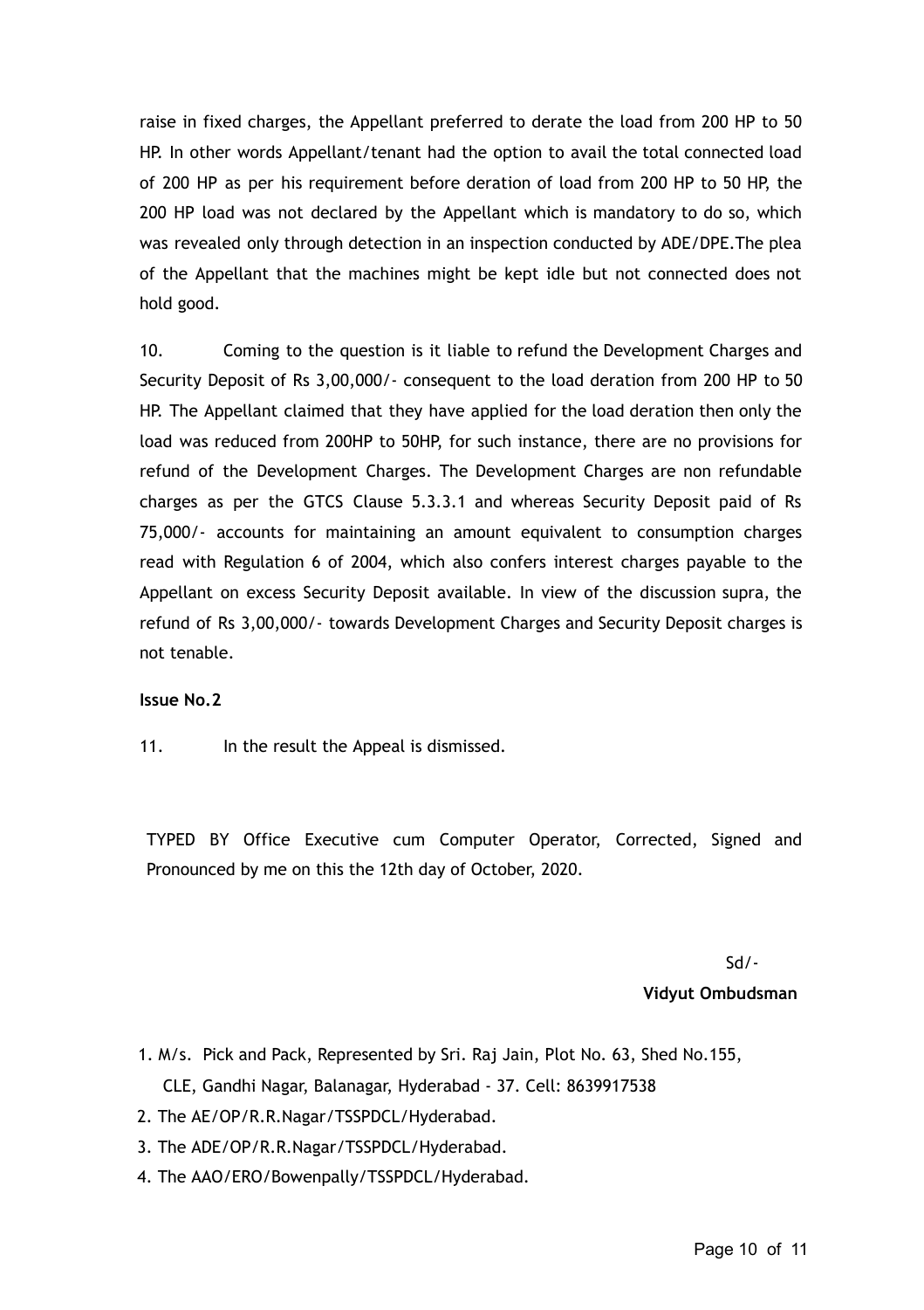raise in fixed charges, the Appellant preferred to derate the load from 200 HP to 50 HP. In other words Appellant/tenant had the option to avail the total connected load of 200 HP as per his requirement before deration of load from 200 HP to 50 HP, the 200 HP load was not declared by the Appellant which is mandatory to do so, which was revealed only through detection in an inspection conducted by ADE/DPE.The plea of the Appellant that the machines might be kept idle but not connected does not hold good.

10. Coming to the question is it liable to refund the Development Charges and Security Deposit of Rs 3,00,000/- consequent to the load deration from 200 HP to 50 HP. The Appellant claimed that they have applied for the load deration then only the load was reduced from 200HP to 50HP, for such instance, there are no provisions for refund of the Development Charges. The Development Charges are non refundable charges as per the GTCS Clause 5.3.3.1 and whereas Security Deposit paid of Rs 75,000/- accounts for maintaining an amount equivalent to consumption charges read with Regulation 6 of 2004, which also confers interest charges payable to the Appellant on excess Security Deposit available. In view of the discussion supra, the refund of Rs 3,00,000/- towards Development Charges and Security Deposit charges is not tenable.

**Issue No.2**

11. In the result the Appeal is dismissed.

TYPED BY Office Executive cum Computer Operator, Corrected, Signed and Pronounced by me on this the 12th day of October, 2020.

Sd/-

**Vidyut Ombudsman**

1. M/s. Pick and Pack, Represented by Sri. Raj Jain, Plot No. 63, Shed No.155, CLE, Gandhi Nagar, Balanagar, Hyderabad - 37. Cell: 8639917538
2. The AE/OP/R.R.Nagar/TSSPDCL/Hyderabad.
3. The ADE/OP/R.R.Nagar/TSSPDCL/Hyderabad.
4. The AAO/ERO/Bowenpally/TSSPDCL/Hyderabad.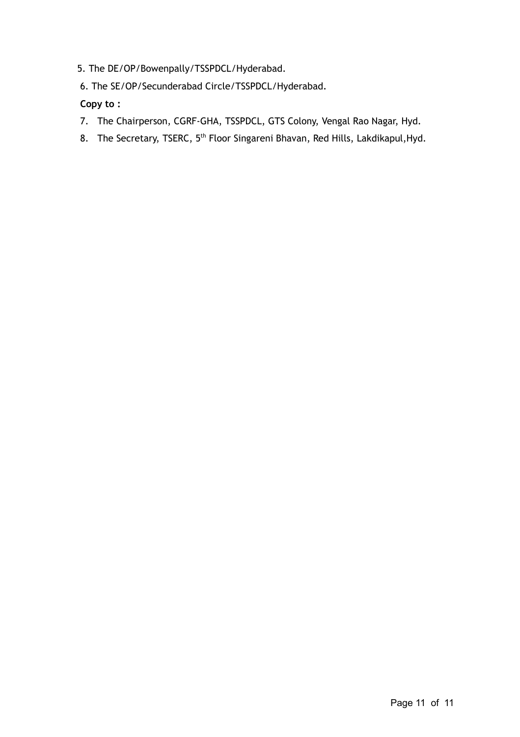5. The DE/OP/Bowenpally/TSSPDCL/Hyderabad.
6. The SE/OP/Secunderabad Circle/TSSPDCL/Hyderabad.

**Copy to :**

7. The Chairperson, CGRF-GHA, TSSPDCL, GTS Colony, Vengal Rao Nagar, Hyd.
8. The Secretary, TSERC, 5th Floor Singareni Bhavan, Red Hills, Lakdikapul,Hyd.